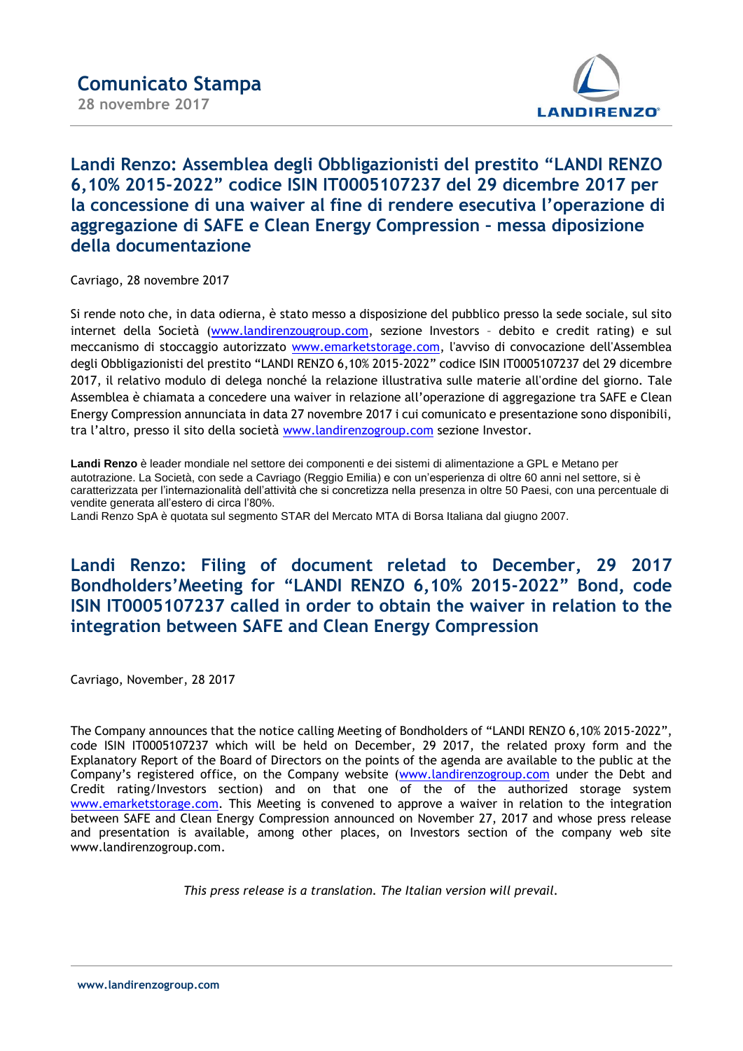# Comunicato Stampa

28 novembre 2017

## Landi Renzo: Assemblea degli Obbligazionisti del prestito "LANDI RENZO 6,10% 2015-2022" codice ISIN IT0005107237 del 29 dicembre 2017 per la concessione di una waiver al fine di rendere esecutiva l'operazione di aggregazione di SAFE e Clean Energy Compression – messa diposizione della documentazione

Cavriago, 28 novembre 2017

Si rende noto che, in data odierna, è stato messo a disposizione del pubblico presso la sede sociale, sul sito internet della Società (www.landirenzougroup.com, sezione Investors – debito e credit rating) e sul meccanismo di stoccaggio autorizzato www.emarketstorage.com, l'avviso di convocazione dell'Assemblea degli Obbligazionisti del prestito "LANDI RENZO 6,10% 2015-2022" codice ISIN IT0005107237 del 29 dicembre 2017, il relativo modulo di delega nonché la relazione illustrativa sulle materie all'ordine del giorno. Tale Assemblea è chiamata a concedere una waiver in relazione all'operazione di aggregazione tra SAFE e Clean Energy Compression annunciata in data 27 novembre 2017 i cui comunicato e presentazione sono disponibili, tra l'altro, presso il sito della società www.landirenzogroup.com sezione Investor.

**Landi Renzo** è leader mondiale nel settore dei componenti e dei sistemi di alimentazione a GPL e Metano per autotrazione. La Società, con sede a Cavriago (Reggio Emilia) e con un'esperienza di oltre 60 anni nel settore, si è caratterizzata per l'internazionalità dell'attività che si concretizza nella presenza in oltre 50 Paesi, con una percentuale di vendite generata all'estero di circa l'80%.
Landi Renzo SpA è quotata sul segmento STAR del Mercato MTA di Borsa Italiana dal giugno 2007.

## Landi Renzo: Filing of document reletad to December, 29 2017 Bondholders'Meeting for "LANDI RENZO 6,10% 2015-2022" Bond, code ISIN IT0005107237 called in order to obtain the waiver in relation to the integration between SAFE and Clean Energy Compression

Cavriago, November, 28 2017

The Company announces that the notice calling Meeting of Bondholders of "LANDI RENZO 6,10% 2015-2022", code ISIN IT0005107237 which will be held on December, 29 2017, the related proxy form and the Explanatory Report of the Board of Directors on the points of the agenda are available to the public at the Company's registered office, on the Company website (www.landirenzogroup.com under the Debt and Credit rating/Investors section) and on that one of the of the authorized storage system www.emarketstorage.com. This Meeting is convened to approve a waiver in relation to the integration between SAFE and Clean Energy Compression announced on November 27, 2017 and whose press release and presentation is available, among other places, on Investors section of the company web site www.landirenzogroup.com.

*This press release is a translation. The Italian version will prevail.*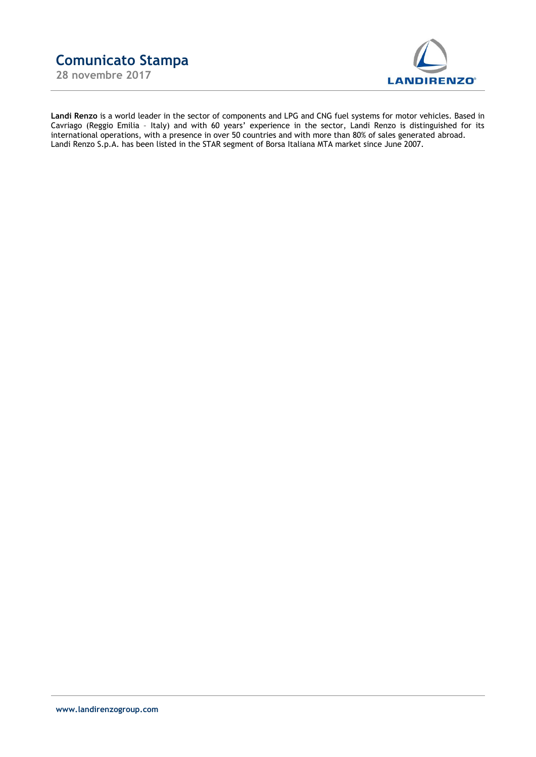**Landi Renzo** is a world leader in the sector of components and LPG and CNG fuel systems for motor vehicles. Based in Cavriago (Reggio Emilia – Italy) and with 60 years' experience in the sector, Landi Renzo is distinguished for its international operations, with a presence in over 50 countries and with more than 80% of sales generated abroad.
Landi Renzo S.p.A. has been listed in the STAR segment of Borsa Italiana MTA market since June 2007.